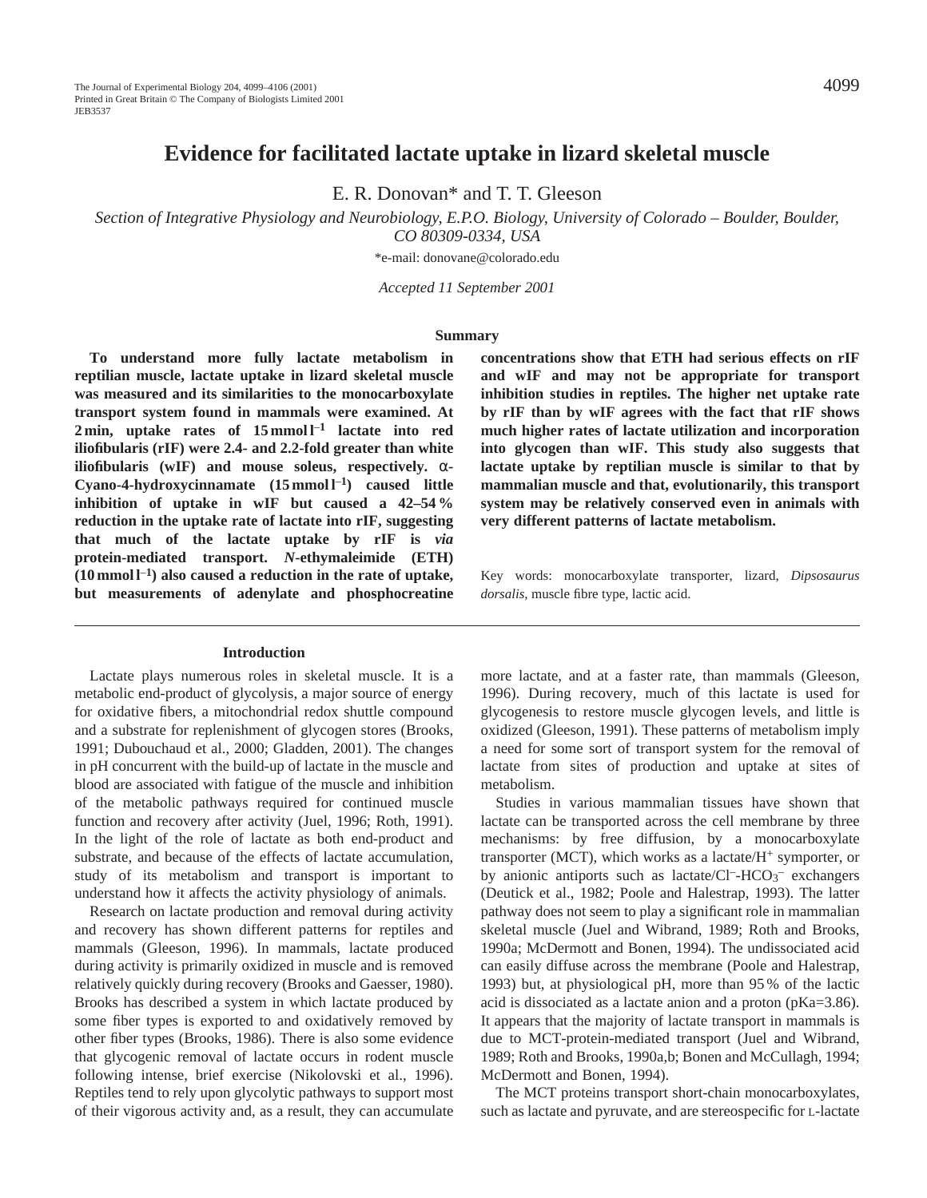# Evidence for facilitated lactate uptake in lizard skeletal muscle

E. R. Donovan* and T. T. Gleeson

*Section of Integrative Physiology and Neurobiology, E.P.O. Biology, University of Colorado – Boulder, Boulder, CO 80309-0334, USA*

*e-mail: donovane@colorado.edu

*Accepted 11 September 2001*

## Summary

**To understand more fully lactate metabolism in reptilian muscle, lactate uptake in lizard skeletal muscle was measured and its similarities to the monocarboxylate transport system found in mammals were examined. At 2 min, uptake rates of 15 mmol $l^{-1}$ lactate into red iliofibularis (rIF) were 2.4- and 2.2-fold greater than white iliofibularis (wIF) and mouse soleus, respectively. α-Cyano-4-hydroxycinnamate (15 mmol $l^{-1}$) caused little inhibition of uptake in wIF but caused a 42–54 % reduction in the uptake rate of lactate into rIF, suggesting that much of the lactate uptake by rIF is *via* protein-mediated transport. *N*-ethylmaleimide (ETH) (10 mmol $l^{-1}$) also caused a reduction in the rate of uptake, but measurements of adenylate and phosphocreatine concentrations show that ETH had serious effects on rIF and wIF and may not be appropriate for transport inhibition studies in reptiles. The higher net uptake rate by rIF than by wIF agrees with the fact that rIF shows much higher rates of lactate utilization and incorporation into glycogen than wIF. This study also suggests that lactate uptake by reptilian muscle is similar to that by mammalian muscle and that, evolutionarily, this transport system may be relatively conserved even in animals with very different patterns of lactate metabolism.**

Key words: monocarboxylate transporter, lizard, *Dipsosaurus dorsalis*, muscle fibre type, lactic acid.

## Introduction

Lactate plays numerous roles in skeletal muscle. It is a metabolic end-product of glycolysis, a major source of energy for oxidative fibers, a mitochondrial redox shuttle compound and a substrate for replenishment of glycogen stores (Brooks, 1991; Dubouchaud et al., 2000; Gladden, 2001). The changes in pH concurrent with the build-up of lactate in the muscle and blood are associated with fatigue of the muscle and inhibition of the metabolic pathways required for continued muscle function and recovery after activity (Juel, 1996; Roth, 1991). In the light of the role of lactate as both end-product and substrate, and because of the effects of lactate accumulation, study of its metabolism and transport is important to understand how it affects the activity physiology of animals.

Research on lactate production and removal during activity and recovery has shown different patterns for reptiles and mammals (Gleeson, 1996). In mammals, lactate produced during activity is primarily oxidized in muscle and is removed relatively quickly during recovery (Brooks and Gaesser, 1980). Brooks has described a system in which lactate produced by some fiber types is exported to and oxidatively removed by other fiber types (Brooks, 1986). There is also some evidence that glycogenic removal of lactate occurs in rodent muscle following intense, brief exercise (Nikolovski et al., 1996). Reptiles tend to rely upon glycolytic pathways to support most of their vigorous activity and, as a result, they can accumulate more lactate, and at a faster rate, than mammals (Gleeson, 1996). During recovery, much of this lactate is used for glycogenesis to restore muscle glycogen levels, and little is oxidized (Gleeson, 1991). These patterns of metabolism imply a need for some sort of transport system for the removal of lactate from sites of production and uptake at sites of metabolism.

Studies in various mammalian tissues have shown that lactate can be transported across the cell membrane by three mechanisms: by free diffusion, by a monocarboxylate transporter (MCT), which works as a lactate/$H^+$ symporter, or by anionic antiports such as lactate/$Cl^-$-$HCO_3^-$ exchangers (Deutick et al., 1982; Poole and Halestrap, 1993). The latter pathway does not seem to play a significant role in mammalian skeletal muscle (Juel and Wibrand, 1989; Roth and Brooks, 1990a; McDermott and Bonen, 1994). The undissociated acid can easily diffuse across the membrane (Poole and Halestrap, 1993) but, at physiological pH, more than 95 % of the lactic acid is dissociated as a lactate anion and a proton (pKa=3.86). It appears that the majority of lactate transport in mammals is due to MCT-protein-mediated transport (Juel and Wibrand, 1989; Roth and Brooks, 1990a,b; Bonen and McCullagh, 1994; McDermott and Bonen, 1994).

The MCT proteins transport short-chain monocarboxylates, such as lactate and pyruvate, and are stereospecific for L-lactate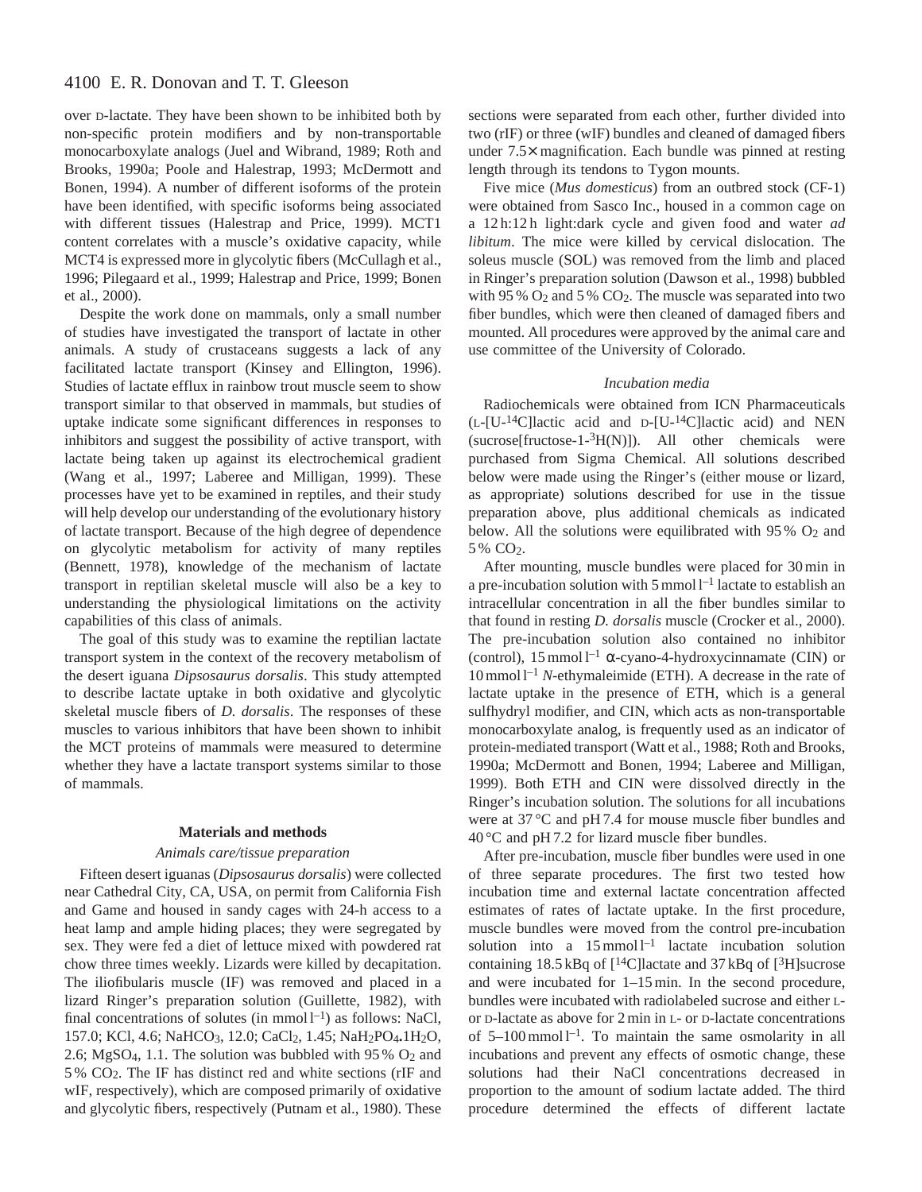over D-lactate. They have been shown to be inhibited both by non-specific protein modifiers and by non-transportable monocarboxylate analogs (Juel and Wibrand, 1989; Roth and Brooks, 1990a; Poole and Halestrap, 1993; McDermott and Bonen, 1994). A number of different isoforms of the protein have been identified, with specific isoforms being associated with different tissues (Halestrap and Price, 1999). MCT1 content correlates with a muscle's oxidative capacity, while MCT4 is expressed more in glycolytic fibers (McCullagh et al., 1996; Pilegaard et al., 1999; Halestrap and Price, 1999; Bonen et al., 2000).

Despite the work done on mammals, only a small number of studies have investigated the transport of lactate in other animals. A study of crustaceans suggests a lack of any facilitated lactate transport (Kinsey and Ellington, 1996). Studies of lactate efflux in rainbow trout muscle seem to show transport similar to that observed in mammals, but studies of uptake indicate some significant differences in responses to inhibitors and suggest the possibility of active transport, with lactate being taken up against its electrochemical gradient (Wang et al., 1997; Laberee and Milligan, 1999). These processes have yet to be examined in reptiles, and their study will help develop our understanding of the evolutionary history of lactate transport. Because of the high degree of dependence on glycolytic metabolism for activity of many reptiles (Bennett, 1978), knowledge of the mechanism of lactate transport in reptilian skeletal muscle will also be a key to understanding the physiological limitations on the activity capabilities of this class of animals.

The goal of this study was to examine the reptilian lactate transport system in the context of the recovery metabolism of the desert iguana *Dipsosaurus dorsalis*. This study attempted to describe lactate uptake in both oxidative and glycolytic skeletal muscle fibers of *D. dorsalis*. The responses of these muscles to various inhibitors that have been shown to inhibit the MCT proteins of mammals were measured to determine whether they have a lactate transport systems similar to those of mammals.

## Materials and methods

### *Animals care/tissue preparation*

Fifteen desert iguanas (*Dipsosaurus dorsalis*) were collected near Cathedral City, CA, USA, on permit from California Fish and Game and housed in sandy cages with 24-h access to a heat lamp and ample hiding places; they were segregated by sex. They were fed a diet of lettuce mixed with powdered rat chow three times weekly. Lizards were killed by decapitation. The iliofibularis muscle (IF) was removed and placed in a lizard Ringer's preparation solution (Guillette, 1982), with final concentrations of solutes (in mmol $l^{-1}$) as follows: NaCl, 157.0; KCl, 4.6; $NaHCO_3$, 12.0; $CaCl_2$, 1.45; $NaH_2PO_4.1H_2O$, 2.6; $MgSO_4$, 1.1. The solution was bubbled with 95 % $O_2$ and 5 % $CO_2$. The IF has distinct red and white sections (rIF and wIF, respectively), which are composed primarily of oxidative and glycolytic fibers, respectively (Putnam et al., 1980). These sections were separated from each other, further divided into two (rIF) or three (wIF) bundles and cleaned of damaged fibers under 7.5× magnification. Each bundle was pinned at resting length through its tendons to Tygon mounts.

Five mice (*Mus domesticus*) from an outbred stock (CF-1) were obtained from Sasco Inc., housed in a common cage on a 12 h:12 h light:dark cycle and given food and water *ad libitum*. The mice were killed by cervical dislocation. The soleus muscle (SOL) was removed from the limb and placed in Ringer's preparation solution (Dawson et al., 1998) bubbled with 95 % $O_2$ and 5 % $CO_2$. The muscle was separated into two fiber bundles, which were then cleaned of damaged fibers and mounted. All procedures were approved by the animal care and use committee of the University of Colorado.

### *Incubation media*

Radiochemicals were obtained from ICN Pharmaceuticals (L-[U-$^{14}$C]lactic acid and D-[U-$^{14}$C]lactic acid) and NEN (sucrose[fructose-1-$^{3}$H(N)]). All other chemicals were purchased from Sigma Chemical. All solutions described below were made using the Ringer's (either mouse or lizard, as appropriate) solutions described for use in the tissue preparation above, plus additional chemicals as indicated below. All the solutions were equilibrated with 95 % $O_2$ and 5 % $CO_2$.

After mounting, muscle bundles were placed for 30 min in a pre-incubation solution with 5 mmol $l^{-1}$ lactate to establish an intracellular concentration in all the fiber bundles similar to that found in resting *D. dorsalis* muscle (Crocker et al., 2000). The pre-incubation solution also contained no inhibitor (control), 15 mmol $l^{-1}$ α-cyano-4-hydroxycinnamate (CIN) or 10 mmol $l^{-1}$ *N*-ethymaleimide (ETH). A decrease in the rate of lactate uptake in the presence of ETH, which is a general sulfhydryl modifier, and CIN, which acts as non-transportable monocarboxylate analog, is frequently used as an indicator of protein-mediated transport (Watt et al., 1988; Roth and Brooks, 1990a; McDermott and Bonen, 1994; Laberee and Milligan, 1999). Both ETH and CIN were dissolved directly in the Ringer's incubation solution. The solutions for all incubations were at 37 °C and pH 7.4 for mouse muscle fiber bundles and 40 °C and pH 7.2 for lizard muscle fiber bundles.

After pre-incubation, muscle fiber bundles were used in one of three separate procedures. The first two tested how incubation time and external lactate concentration affected estimates of rates of lactate uptake. In the first procedure, muscle bundles were moved from the control pre-incubation solution into a 15 mmol $l^{-1}$ lactate incubation solution containing 18.5 kBq of [$^{14}$C]lactate and 37 kBq of [$^{3}$H]sucrose and were incubated for 1–15 min. In the second procedure, bundles were incubated with radiolabeled sucrose and either L- or D-lactate as above for 2 min in L- or D-lactate concentrations of 5–100 mmol $l^{-1}$. To maintain the same osmolarity in all incubations and prevent any effects of osmotic change, these solutions had their NaCl concentrations decreased in proportion to the amount of sodium lactate added. The third procedure determined the effects of different lactate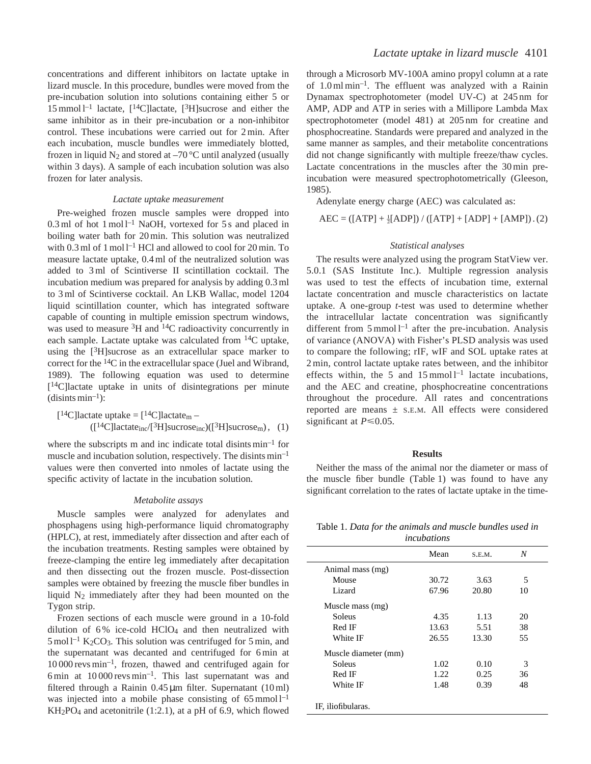concentrations and different inhibitors on lactate uptake in lizard muscle. In this procedure, bundles were moved from the pre-incubation solution into solutions containing either 5 or 15 mmol $l^{-1}$ lactate, [$^{14}$C]lactate, [$^{3}$H]sucrose and either the same inhibitor as in their pre-incubation or a non-inhibitor control. These incubations were carried out for 2 min. After each incubation, muscle bundles were immediately blotted, frozen in liquid $N_2$ and stored at –70 °C until analyzed (usually within 3 days). A sample of each incubation solution was also frozen for later analysis.

### *Lactate uptake measurement*

Pre-weighed frozen muscle samples were dropped into 0.3 ml of hot 1 mol $l^{-1}$ NaOH, vortexed for 5 s and placed in boiling water bath for 20 min. This solution was neutralized with 0.3 ml of 1 mol $l^{-1}$ HCl and allowed to cool for 20 min. To measure lactate uptake, 0.4 ml of the neutralized solution was added to 3 ml of Scintiverse II scintillation cocktail. The incubation medium was prepared for analysis by adding 0.3 ml to 3 ml of Scintiverse cocktail. An LKB Wallac, model 1204 liquid scintillation counter, which has integrated software capable of counting in multiple emission spectrum windows, was used to measure $^{3}$H and $^{14}$C radioactivity concurrently in each sample. Lactate uptake was calculated from $^{14}$C uptake, using the [$^{3}$H]sucrose as an extracellular space marker to correct for the $^{14}$C in the extracellular space (Juel and Wibrand, 1989). The following equation was used to determine [$^{14}$C]lactate uptake in units of disintegrations per minute (disints $min^{-1}$):

$$[^{14}\text{C}]\text{lactate uptake} = [^{14}\text{C}]\text{lactate}_{\text{m}} - ([^{14}\text{C}]\text{lactate}_{\text{inc}}/[^{3}\text{H}]\text{sucrose}_{\text{inc}})([^{3}\text{H}]\text{sucrose}_{\text{m}}), \quad (1)$$

where the subscripts m and inc indicate total disints $min^{-1}$ for muscle and incubation solution, respectively. The disints $min^{-1}$ values were then converted into nmoles of lactate using the specific activity of lactate in the incubation solution.

### *Metabolite assays*

Muscle samples were analyzed for adenylates and phosphagens using high-performance liquid chromatography (HPLC), at rest, immediately after dissection and after each of the incubation treatments. Resting samples were obtained by freeze-clamping the entire leg immediately after decapitation and then dissecting out the frozen muscle. Post-dissection samples were obtained by freezing the muscle fiber bundles in liquid $N_2$ immediately after they had been mounted on the Tygon strip.

Frozen sections of each muscle were ground in a 10-fold dilution of 6 % ice-cold $HClO_4$ and then neutralized with 5 mol $l^{-1}$ $K_2CO_3$. This solution was centrifuged for 5 min, and the supernatant was decanted and centrifuged for 6 min at 10 000 revs $min^{-1}$, frozen, thawed and centrifuged again for 6 min at 10 000 revs $min^{-1}$. This last supernatant was and filtered through a Rainin 0.45 μm filter. Supernatant (10 ml) was injected into a mobile phase consisting of 65 mmol $l^{-1}$ $KH_2PO_4$ and acetonitrile (1:2.1), at a pH of 6.9, which flowed through a Microsorb MV-100A amino propyl column at a rate of 1.0 ml $min^{-1}$. The effluent was analyzed with a Rainin Dynamax spectrophotometer (model UV-C) at 245 nm for AMP, ADP and ATP in series with a Millipore Lambda Max spectrophotometer (model 481) at 205 nm for creatine and phosphocreatine. Standards were prepared and analyzed in the same manner as samples, and their metabolite concentrations did not change significantly with multiple freeze/thaw cycles. Lactate concentrations in the muscles after the 30 min pre-incubation were measured spectrophotometrically (Gleeson, 1985).

Adenylate energy charge (AEC) was calculated as:

$$\text{AEC} = ([\text{ATP}] + \tfrac{1}{2}[\text{ADP}]) / ([\text{ATP}] + [\text{ADP}] + [\text{AMP}]) \,. \quad (2)$$

### *Statistical analyses*

The results were analyzed using the program StatView ver. 5.0.1 (SAS Institute Inc.). Multiple regression analysis was used to test the effects of incubation time, external lactate concentration and muscle characteristics on lactate uptake. A one-group *t*-test was used to determine whether the intracellular lactate concentration was significantly different from 5 mmol $l^{-1}$ after the pre-incubation. Analysis of variance (ANOVA) with Fisher's PLSD analysis was used to compare the following; rIF, wIF and SOL uptake rates at 2 min, control lactate uptake rates between, and the inhibitor effects within, the 5 and 15 mmol $l^{-1}$ lactate incubations, and the AEC and creatine, phosphocreatine concentrations throughout the procedure. All rates and concentrations reported are means ± S.E.M. All effects were considered significant at $P \leq 0.05$.

## Results

Neither the mass of the animal nor the diameter or mass of the muscle fiber bundle (Table 1) was found to have any significant correlation to the rates of lactate uptake in the time-

Table 1. *Data for the animals and muscle bundles used in incubations*

| | Mean | S.E.M. | *N* |
|---|---|---|---|
| Animal mass (mg) | | | |
| Mouse | 30.72 | 3.63 | 5 |
| Lizard | 67.96 | 20.80 | 10 |
| Muscle mass (mg) | | | |
| Soleus | 4.35 | 1.13 | 20 |
| Red IF | 13.63 | 5.51 | 38 |
| White IF | 26.55 | 13.30 | 55 |
| Muscle diameter (mm) | | | |
| Soleus | 1.02 | 0.10 | 3 |
| Red IF | 1.22 | 0.25 | 36 |
| White IF | 1.48 | 0.39 | 48 |

IF, iliofibularas.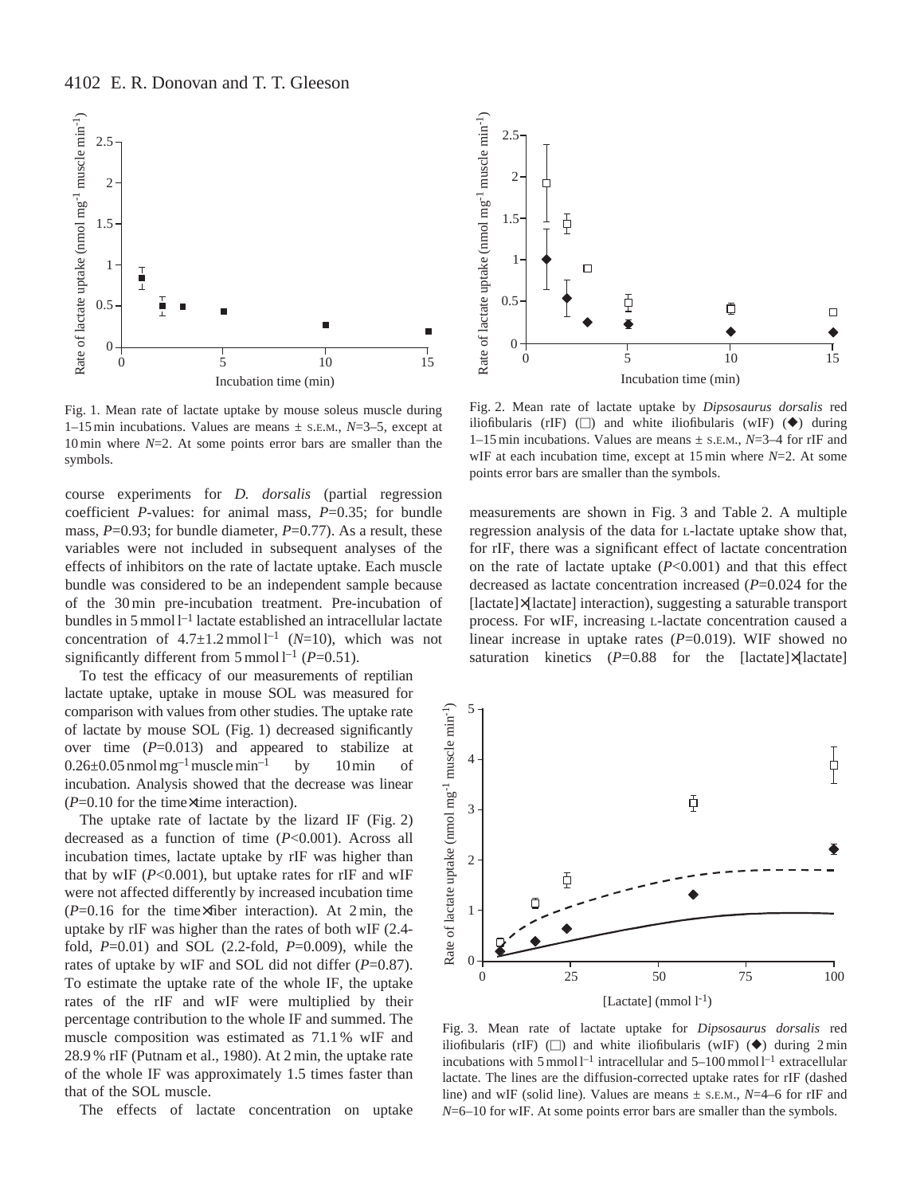Fig. 1. Mean rate of lactate uptake by mouse soleus muscle during 1–15 min incubations. Values are means ± S.E.M., $N$=3–5, except at 10 min where $N$=2. At some points error bars are smaller than the symbols.

Fig. 2. Mean rate of lactate uptake by *Dipsosaurus dorsalis* red iliofibularis (rIF) (□) and white iliofibularis (wIF) (◆) during 1–15 min incubations. Values are means ± S.E.M., $N$=3–4 for rIF and wIF at each incubation time, except at 15 min where $N$=2. At some points error bars are smaller than the symbols.

course experiments for *D. dorsalis* (partial regression coefficient $P$-values: for animal mass, $P$=0.35; for bundle mass, $P$=0.93; for bundle diameter, $P$=0.77). As a result, these variables were not included in subsequent analyses of the effects of inhibitors on the rate of lactate uptake. Each muscle bundle was considered to be an independent sample because of the 30 min pre-incubation treatment. Pre-incubation of bundles in 5 mmol l$^{-1}$ lactate established an intracellular lactate concentration of 4.7±1.2 mmol l$^{-1}$ ($N$=10), which was not significantly different from 5 mmol l$^{-1}$ ($P$=0.51).

To test the efficacy of our measurements of reptilian lactate uptake, uptake in mouse SOL was measured for comparison with values from other studies. The uptake rate of lactate by mouse SOL (Fig. 1) decreased significantly over time ($P$=0.013) and appeared to stabilize at 0.26±0.05 nmol mg$^{-1}$ muscle min$^{-1}$ by 10 min of incubation. Analysis showed that the decrease was linear ($P$=0.10 for the time×time interaction).

The uptake rate of lactate by the lizard IF (Fig. 2) decreased as a function of time ($P$<0.001). Across all incubation times, lactate uptake by rIF was higher than that by wIF ($P$<0.001), but uptake rates for rIF and wIF were not affected differently by increased incubation time ($P$=0.16 for the time×fiber interaction). At 2 min, the uptake by rIF was higher than the rates of both wIF (2.4-fold, $P$=0.01) and SOL (2.2-fold, $P$=0.009), while the rates of uptake by wIF and SOL did not differ ($P$=0.87). To estimate the uptake rate of the whole IF, the uptake rates of the rIF and wIF were multiplied by their percentage contribution to the whole IF and summed. The muscle composition was estimated as 71.1 % wIF and 28.9 % rIF (Putnam et al., 1980). At 2 min, the uptake rate of the whole IF was approximately 1.5 times faster than that of the SOL muscle.

The effects of lactate concentration on uptake measurements are shown in Fig. 3 and Table 2. A multiple regression analysis of the data for L-lactate uptake show that, for rIF, there was a significant effect of lactate concentration on the rate of lactate uptake ($P$<0.001) and that this effect decreased as lactate concentration increased ($P$=0.024 for the [lactate]×[lactate] interaction), suggesting a saturable transport process. For wIF, increasing L-lactate concentration caused a linear increase in uptake rates ($P$=0.019). WIF showed no saturation kinetics ($P$=0.88 for the [lactate]×[lactate]

Fig. 3. Mean rate of lactate uptake for *Dipsosaurus dorsalis* red iliofibularis (rIF) (□) and white iliofibularis (wIF) (◆) during 2 min incubations with 5 mmol l$^{-1}$ intracellular and 5–100 mmol l$^{-1}$ extracellular lactate. The lines are the diffusion-corrected uptake rates for rIF (dashed line) and wIF (solid line). Values are means ± S.E.M., $N$=4–6 for rIF and $N$=6–10 for wIF. At some points error bars are smaller than the symbols.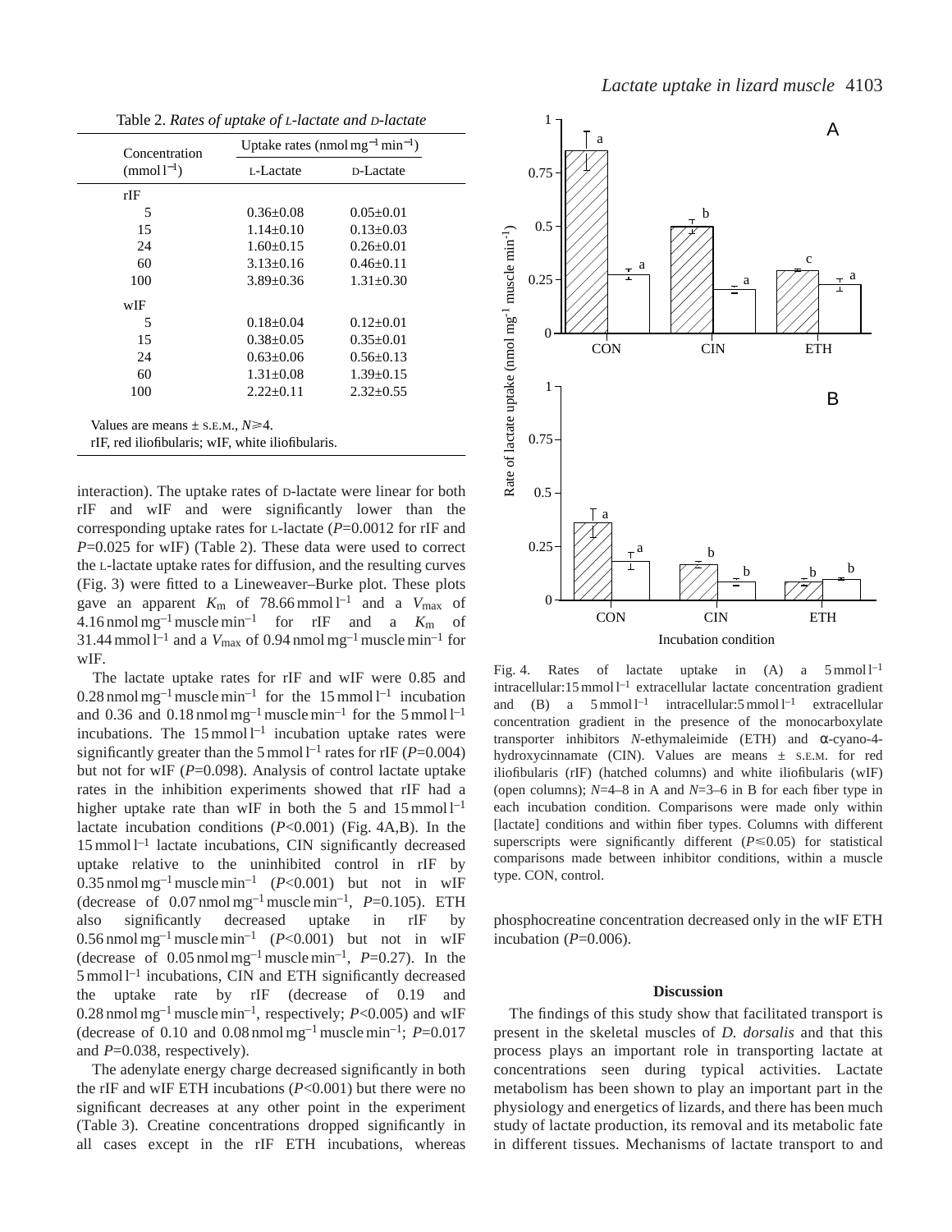Table 2. *Rates of uptake of L-lactate and D-lactate*

| Concentration (mmol $l^{-1}$) | Uptake rates (nmol $mg^{-1}$ $min^{-1}$) | |
|---|---|---|
| | L-Lactate | D-Lactate |
| rIF | | |
| 5 | 0.36±0.08 | 0.05±0.01 |
| 15 | 1.14±0.10 | 0.13±0.03 |
| 24 | 1.60±0.15 | 0.26±0.01 |
| 60 | 3.13±0.16 | 0.46±0.11 |
| 100 | 3.89±0.36 | 1.31±0.30 |
| wIF | | |
| 5 | 0.18±0.04 | 0.12±0.01 |
| 15 | 0.38±0.05 | 0.35±0.01 |
| 24 | 0.63±0.06 | 0.56±0.13 |
| 60 | 1.31±0.08 | 1.39±0.15 |
| 100 | 2.22±0.11 | 2.32±0.55 |

Values are means ± S.E.M., $N \geqslant 4$.
rIF, red iliofibularis; wIF, white iliofibularis.

interaction). The uptake rates of D-lactate were linear for both rIF and wIF and were significantly lower than the corresponding uptake rates for L-lactate ($P$=0.0012 for rIF and $P$=0.025 for wIF) (Table 2). These data were used to correct the L-lactate uptake rates for diffusion, and the resulting curves (Fig. 3) were fitted to a Lineweaver–Burke plot. These plots gave an apparent $K_m$ of 78.66 mmol $l^{-1}$ and a $V_{max}$ of 4.16 nmol $mg^{-1}$ muscle $min^{-1}$ for rIF and a $K_m$ of 31.44 mmol $l^{-1}$ and a $V_{max}$ of 0.94 nmol $mg^{-1}$ muscle $min^{-1}$ for wIF.

The lactate uptake rates for rIF and wIF were 0.85 and 0.28 nmol $mg^{-1}$ muscle $min^{-1}$ for the 15 mmol $l^{-1}$ incubation and 0.36 and 0.18 nmol $mg^{-1}$ muscle $min^{-1}$ for the 5 mmol $l^{-1}$ incubations. The 15 mmol $l^{-1}$ incubation uptake rates were significantly greater than the 5 mmol $l^{-1}$ rates for rIF ($P$=0.004) but not for wIF ($P$=0.098). Analysis of control lactate uptake rates in the inhibition experiments showed that rIF had a higher uptake rate than wIF in both the 5 and 15 mmol $l^{-1}$ lactate incubation conditions ($P$<0.001) (Fig. 4A,B). In the 15 mmol $l^{-1}$ lactate incubations, CIN significantly decreased uptake relative to the uninhibited control in rIF by 0.35 nmol $mg^{-1}$ muscle $min^{-1}$ ($P$<0.001) but not in wIF (decrease of 0.07 nmol $mg^{-1}$ muscle $min^{-1}$, $P$=0.105). ETH also significantly decreased uptake in rIF by 0.56 nmol $mg^{-1}$ muscle $min^{-1}$ ($P$<0.001) but not in wIF (decrease of 0.05 nmol $mg^{-1}$ muscle $min^{-1}$, $P$=0.27). In the 5 mmol $l^{-1}$ incubations, CIN and ETH significantly decreased the uptake rate by rIF (decrease of 0.19 and 0.28 nmol $mg^{-1}$ muscle $min^{-1}$, respectively; $P$<0.005) and wIF (decrease of 0.10 and 0.08 nmol $mg^{-1}$ muscle $min^{-1}$; $P$=0.017 and $P$=0.038, respectively).

The adenylate energy charge decreased significantly in both the rIF and wIF ETH incubations ($P$<0.001) but there were no significant decreases at any other point in the experiment (Table 3). Creatine concentrations dropped significantly in all cases except in the rIF ETH incubations, whereas phosphocreatine concentration decreased only in the wIF ETH incubation ($P$=0.006).

Fig. 4. Rates of lactate uptake in (A) a 5 mmol $l^{-1}$ intracellular:15 mmol $l^{-1}$ extracellular lactate concentration gradient and (B) a 5 mmol $l^{-1}$ intracellular:5 mmol $l^{-1}$ extracellular concentration gradient in the presence of the monocarboxylate transporter inhibitors *N*-ethylmaleimide (ETH) and α-cyano-4-hydroxycinnamate (CIN). Values are means ± S.E.M. for red iliofibularis (rIF) (hatched columns) and white iliofibularis (wIF) (open columns); $N$=4–8 in A and $N$=3–6 in B for each fiber type in each incubation condition. Comparisons were made only within [lactate] conditions and within fiber types. Columns with different superscripts were significantly different ($P \leqslant 0.05$) for statistical comparisons made between inhibitor conditions, within a muscle type. CON, control.

## Discussion

The findings of this study show that facilitated transport is present in the skeletal muscles of *D. dorsalis* and that this process plays an important role in transporting lactate at concentrations seen during typical activities. Lactate metabolism has been shown to play an important part in the physiology and energetics of lizards, and there has been much study of lactate production, its removal and its metabolic fate in different tissues. Mechanisms of lactate transport to and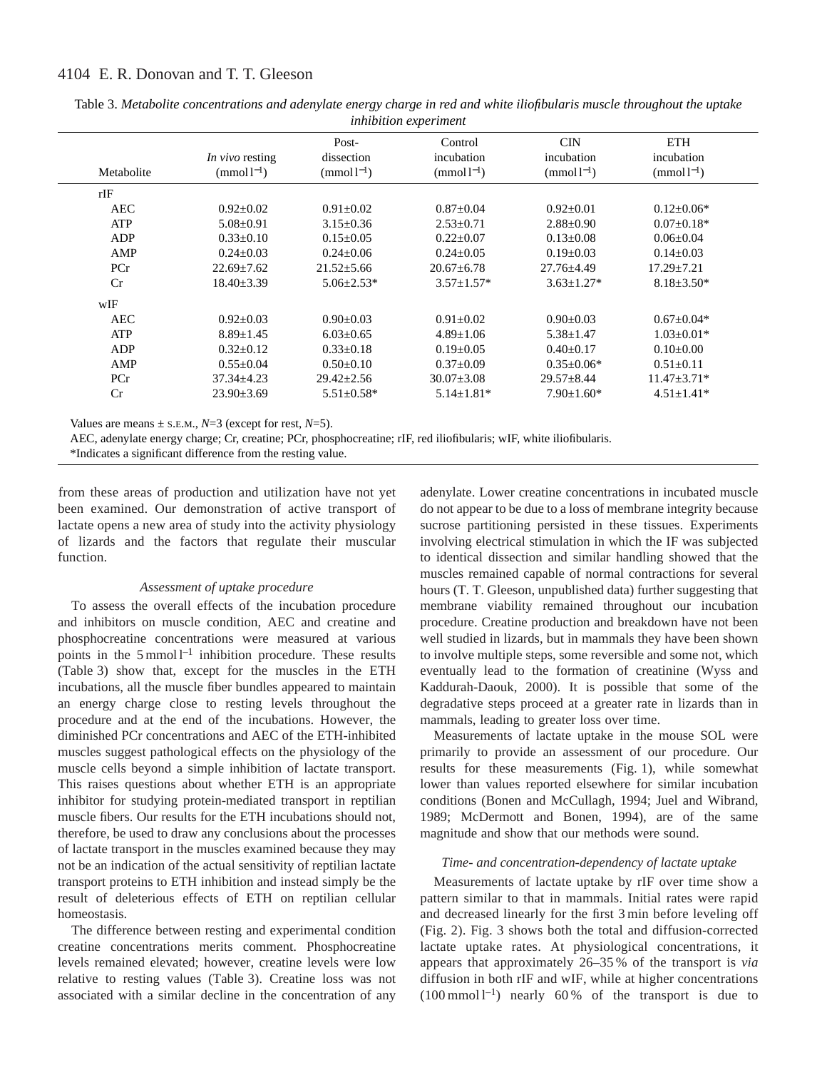Table 3. *Metabolite concentrations and adenylate energy charge in red and white iliofibularis muscle throughout the uptake inhibition experiment*

| Metabolite | *In vivo* resting ($mmol\,l^{-1}$) | Post-dissection ($mmol\,l^{-1}$) | Control incubation ($mmol\,l^{-1}$) | CIN incubation ($mmol\,l^{-1}$) | ETH incubation ($mmol\,l^{-1}$) |
|---|---|---|---|---|---|
| rIF | | | | | |
| AEC | 0.92±0.02 | 0.91±0.02 | 0.87±0.04 | 0.92±0.01 | 0.12±0.06* |
| ATP | 5.08±0.91 | 3.15±0.36 | 2.53±0.71 | 2.88±0.90 | 0.07±0.18* |
| ADP | 0.33±0.10 | 0.15±0.05 | 0.22±0.07 | 0.13±0.08 | 0.06±0.04 |
| AMP | 0.24±0.03 | 0.24±0.06 | 0.24±0.05 | 0.19±0.03 | 0.14±0.03 |
| PCr | 22.69±7.62 | 21.52±5.66 | 20.67±6.78 | 27.76±4.49 | 17.29±7.21 |
| Cr | 18.40±3.39 | 5.06±2.53* | 3.57±1.57* | 3.63±1.27* | 8.18±3.50* |
| wIF | | | | | |
| AEC | 0.92±0.03 | 0.90±0.03 | 0.91±0.02 | 0.90±0.03 | 0.67±0.04* |
| ATP | 8.89±1.45 | 6.03±0.65 | 4.89±1.06 | 5.38±1.47 | 1.03±0.01* |
| ADP | 0.32±0.12 | 0.33±0.18 | 0.19±0.05 | 0.40±0.17 | 0.10±0.00 |
| AMP | 0.55±0.04 | 0.50±0.10 | 0.37±0.09 | 0.35±0.06* | 0.51±0.11 |
| PCr | 37.34±4.23 | 29.42±2.56 | 30.07±3.08 | 29.57±8.44 | 11.47±3.71* |
| Cr | 23.90±3.69 | 5.51±0.58* | 5.14±1.81* | 7.90±1.60* | 4.51±1.41* |

Values are means ± S.E.M., $N$=3 (except for rest, $N$=5).

AEC, adenylate energy charge; Cr, creatine; PCr, phosphocreatine; rIF, red iliofibularis; wIF, white iliofibularis.

*Indicates a significant difference from the resting value.

from these areas of production and utilization have not yet been examined. Our demonstration of active transport of lactate opens a new area of study into the activity physiology of lizards and the factors that regulate their muscular function.

### *Assessment of uptake procedure*

To assess the overall effects of the incubation procedure and inhibitors on muscle condition, AEC and creatine and phosphocreatine concentrations were measured at various points in the 5 $mmol\,l^{-1}$ inhibition procedure. These results (Table 3) show that, except for the muscles in the ETH incubations, all the muscle fiber bundles appeared to maintain an energy charge close to resting levels throughout the procedure and at the end of the incubations. However, the diminished PCr concentrations and AEC of the ETH-inhibited muscles suggest pathological effects on the physiology of the muscle cells beyond a simple inhibition of lactate transport. This raises questions about whether ETH is an appropriate inhibitor for studying protein-mediated transport in reptilian muscle fibers. Our results for the ETH incubations should not, therefore, be used to draw any conclusions about the processes of lactate transport in the muscles examined because they may not be an indication of the actual sensitivity of reptilian lactate transport proteins to ETH inhibition and instead simply be the result of deleterious effects of ETH on reptilian cellular homeostasis.

The difference between resting and experimental condition creatine concentrations merits comment. Phosphocreatine levels remained elevated; however, creatine levels were low relative to resting values (Table 3). Creatine loss was not associated with a similar decline in the concentration of any adenylate. Lower creatine concentrations in incubated muscle do not appear to be due to a loss of membrane integrity because sucrose partitioning persisted in these tissues. Experiments involving electrical stimulation in which the IF was subjected to identical dissection and similar handling showed that the muscles remained capable of normal contractions for several hours (T. T. Gleeson, unpublished data) further suggesting that membrane viability remained throughout our incubation procedure. Creatine production and breakdown have not been well studied in lizards, but in mammals they have been shown to involve multiple steps, some reversible and some not, which eventually lead to the formation of creatinine (Wyss and Kaddurah-Daouk, 2000). It is possible that some of the degradative steps proceed at a greater rate in lizards than in mammals, leading to greater loss over time.

Measurements of lactate uptake in the mouse SOL were primarily to provide an assessment of our procedure. Our results for these measurements (Fig. 1), while somewhat lower than values reported elsewhere for similar incubation conditions (Bonen and McCullagh, 1994; Juel and Wibrand, 1989; McDermott and Bonen, 1994), are of the same magnitude and show that our methods were sound.

### *Time- and concentration-dependency of lactate uptake*

Measurements of lactate uptake by rIF over time show a pattern similar to that in mammals. Initial rates were rapid and decreased linearly for the first 3 min before leveling off (Fig. 2). Fig. 3 shows both the total and diffusion-corrected lactate uptake rates. At physiological concentrations, it appears that approximately 26–35 % of the transport is *via* diffusion in both rIF and wIF, while at higher concentrations (100 $mmol\,l^{-1}$) nearly 60 % of the transport is due to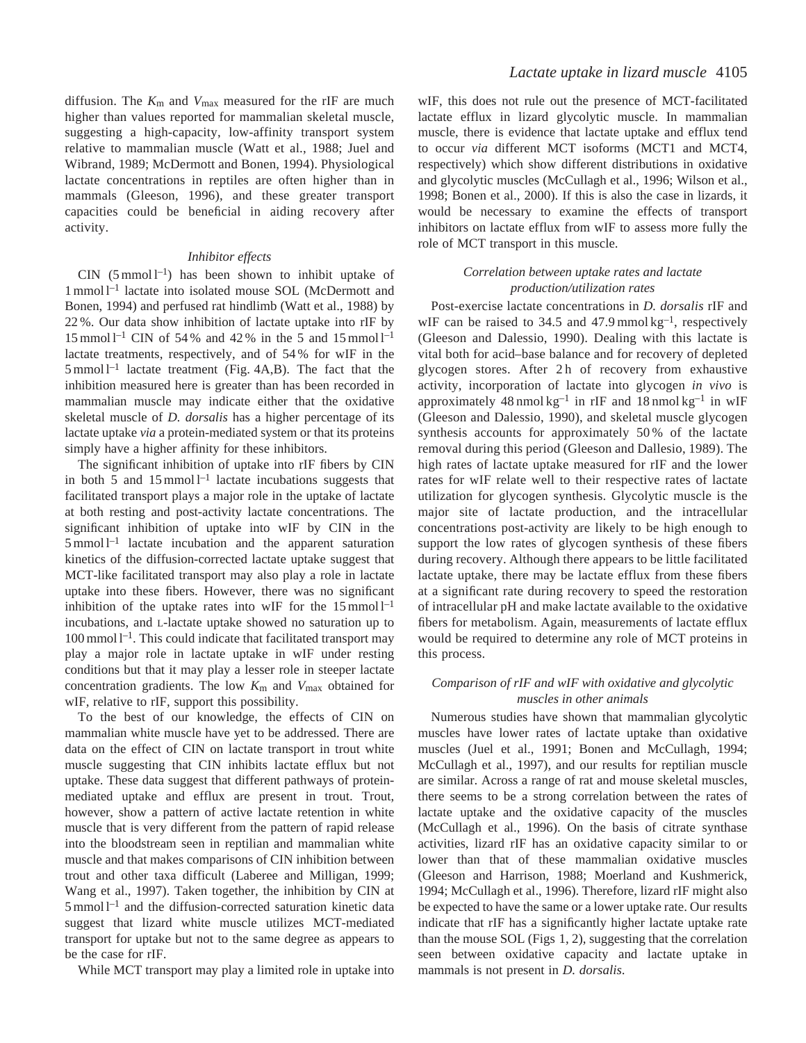diffusion. The $K_m$ and $V_{max}$ measured for the rIF are much higher than values reported for mammalian skeletal muscle, suggesting a high-capacity, low-affinity transport system relative to mammalian muscle (Watt et al., 1988; Juel and Wibrand, 1989; McDermott and Bonen, 1994). Physiological lactate concentrations in reptiles are often higher than in mammals (Gleeson, 1996), and these greater transport capacities could be beneficial in aiding recovery after activity.

### *Inhibitor effects*

CIN ($5\,\mathrm{mmol\,l^{-1}}$) has been shown to inhibit uptake of $1\,\mathrm{mmol\,l^{-1}}$ lactate into isolated mouse SOL (McDermott and Bonen, 1994) and perfused rat hindlimb (Watt et al., 1988) by 22 %. Our data show inhibition of lactate uptake into rIF by $15\,\mathrm{mmol\,l^{-1}}$ CIN of 54 % and 42 % in the 5 and $15\,\mathrm{mmol\,l^{-1}}$ lactate treatments, respectively, and of 54 % for wIF in the $5\,\mathrm{mmol\,l^{-1}}$ lactate treatment (Fig. 4A,B). The fact that the inhibition measured here is greater than has been recorded in mammalian muscle may indicate either that the oxidative skeletal muscle of *D. dorsalis* has a higher percentage of its lactate uptake *via* a protein-mediated system or that its proteins simply have a higher affinity for these inhibitors.

The significant inhibition of uptake into rIF fibers by CIN in both 5 and $15\,\mathrm{mmol\,l^{-1}}$ lactate incubations suggests that facilitated transport plays a major role in the uptake of lactate at both resting and post-activity lactate concentrations. The significant inhibition of uptake into wIF by CIN in the $5\,\mathrm{mmol\,l^{-1}}$ lactate incubation and the apparent saturation kinetics of the diffusion-corrected lactate uptake suggest that MCT-like facilitated transport may also play a role in lactate uptake into these fibers. However, there was no significant inhibition of the uptake rates into wIF for the $15\,\mathrm{mmol\,l^{-1}}$ incubations, and L-lactate uptake showed no saturation up to $100\,\mathrm{mmol\,l^{-1}}$. This could indicate that facilitated transport may play a major role in lactate uptake in wIF under resting conditions but that it may play a lesser role in steeper lactate concentration gradients. The low $K_m$ and $V_{max}$ obtained for wIF, relative to rIF, support this possibility.

To the best of our knowledge, the effects of CIN on mammalian white muscle have yet to be addressed. There are data on the effect of CIN on lactate transport in trout white muscle suggesting that CIN inhibits lactate efflux but not uptake. These data suggest that different pathways of protein-mediated uptake and efflux are present in trout. Trout, however, show a pattern of active lactate retention in white muscle that is very different from the pattern of rapid release into the bloodstream seen in reptilian and mammalian white muscle and that makes comparisons of CIN inhibition between trout and other taxa difficult (Laberee and Milligan, 1999; Wang et al., 1997). Taken together, the inhibition by CIN at $5\,\mathrm{mmol\,l^{-1}}$ and the diffusion-corrected saturation kinetic data suggest that lizard white muscle utilizes MCT-mediated transport for uptake but not to the same degree as appears to be the case for rIF.

While MCT transport may play a limited role in uptake into wIF, this does not rule out the presence of MCT-facilitated lactate efflux in lizard glycolytic muscle. In mammalian muscle, there is evidence that lactate uptake and efflux tend to occur *via* different MCT isoforms (MCT1 and MCT4, respectively) which show different distributions in oxidative and glycolytic muscles (McCullagh et al., 1996; Wilson et al., 1998; Bonen et al., 2000). If this is also the case in lizards, it would be necessary to examine the effects of transport inhibitors on lactate efflux from wIF to assess more fully the role of MCT transport in this muscle.

### *Correlation between uptake rates and lactate production/utilization rates*

Post-exercise lactate concentrations in *D. dorsalis* rIF and wIF can be raised to 34.5 and $47.9\,\mathrm{mmol\,kg^{-1}}$, respectively (Gleeson and Dalessio, 1990). Dealing with this lactate is vital both for acid–base balance and for recovery of depleted glycogen stores. After 2 h of recovery from exhaustive activity, incorporation of lactate into glycogen *in vivo* is approximately $48\,\mathrm{nmol\,kg^{-1}}$ in rIF and $18\,\mathrm{nmol\,kg^{-1}}$ in wIF (Gleeson and Dalessio, 1990), and skeletal muscle glycogen synthesis accounts for approximately 50 % of the lactate removal during this period (Gleeson and Dallesio, 1989). The high rates of lactate uptake measured for rIF and the lower rates for wIF relate well to their respective rates of lactate utilization for glycogen synthesis. Glycolytic muscle is the major site of lactate production, and the intracellular concentrations post-activity are likely to be high enough to support the low rates of glycogen synthesis of these fibers during recovery. Although there appears to be little facilitated lactate uptake, there may be lactate efflux from these fibers at a significant rate during recovery to speed the restoration of intracellular pH and make lactate available to the oxidative fibers for metabolism. Again, measurements of lactate efflux would be required to determine any role of MCT proteins in this process.

### *Comparison of rIF and wIF with oxidative and glycolytic muscles in other animals*

Numerous studies have shown that mammalian glycolytic muscles have lower rates of lactate uptake than oxidative muscles (Juel et al., 1991; Bonen and McCullagh, 1994; McCullagh et al., 1997), and our results for reptilian muscle are similar. Across a range of rat and mouse skeletal muscles, there seems to be a strong correlation between the rates of lactate uptake and the oxidative capacity of the muscles (McCullagh et al., 1996). On the basis of citrate synthase activities, lizard rIF has an oxidative capacity similar to or lower than that of these mammalian oxidative muscles (Gleeson and Harrison, 1988; Moerland and Kushmerick, 1994; McCullagh et al., 1996). Therefore, lizard rIF might also be expected to have the same or a lower uptake rate. Our results indicate that rIF has a significantly higher lactate uptake rate than the mouse SOL (Figs 1, 2), suggesting that the correlation seen between oxidative capacity and lactate uptake in mammals is not present in *D. dorsalis*.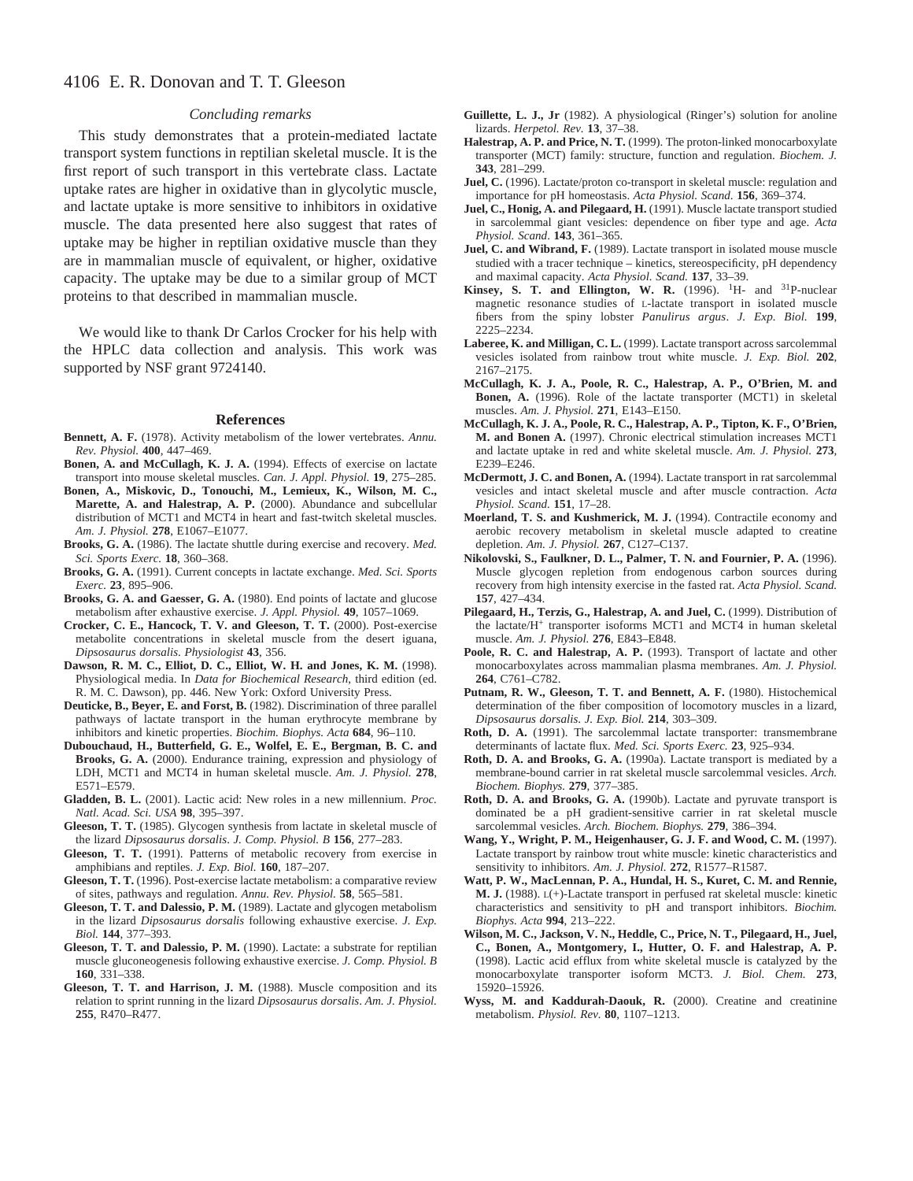### Concluding remarks

This study demonstrates that a protein-mediated lactate transport system functions in reptilian skeletal muscle. It is the first report of such transport in this vertebrate class. Lactate uptake rates are higher in oxidative than in glycolytic muscle, and lactate uptake is more sensitive to inhibitors in oxidative muscle. The data presented here also suggest that rates of uptake may be higher in reptilian oxidative muscle than they are in mammalian muscle of equivalent, or higher, oxidative capacity. The uptake may be due to a similar group of MCT proteins to that described in mammalian muscle.

We would like to thank Dr Carlos Crocker for his help with the HPLC data collection and analysis. This work was supported by NSF grant 9724140.

## References

**Bennett, A. F.** (1978). Activity metabolism of the lower vertebrates. *Annu. Rev. Physiol.* **400**, 447–469.

**Bonen, A. and McCullagh, K. J. A.** (1994). Effects of exercise on lactate transport into mouse skeletal muscles. *Can. J. Appl. Physiol.* **19**, 275–285.

**Bonen, A., Miskovic, D., Tonouchi, M., Lemieux, K., Wilson, M. C., Marette, A. and Halestrap, A. P.** (2000). Abundance and subcellular distribution of MCT1 and MCT4 in heart and fast-twitch skeletal muscles. *Am. J. Physiol.* **278**, E1067–E1077.

**Brooks, G. A.** (1986). The lactate shuttle during exercise and recovery. *Med. Sci. Sports Exerc.* **18**, 360–368.

**Brooks, G. A.** (1991). Current concepts in lactate exchange. *Med. Sci. Sports Exerc.* **23**, 895–906.

**Brooks, G. A. and Gaesser, G. A.** (1980). End points of lactate and glucose metabolism after exhaustive exercise. *J. Appl. Physiol.* **49**, 1057–1069.

**Crocker, C. E., Hancock, T. V. and Gleeson, T. T.** (2000). Post-exercise metabolite concentrations in skeletal muscle from the desert iguana, *Dipsosaurus dorsalis*. *Physiologist* **43**, 356.

**Dawson, R. M. C., Elliot, D. C., Elliot, W. H. and Jones, K. M.** (1998). Physiological media. In *Data for Biochemical Research*, third edition (ed. R. M. C. Dawson), pp. 446. New York: Oxford University Press.

**Deuticke, B., Beyer, E. and Forst, B.** (1982). Discrimination of three parallel pathways of lactate transport in the human erythrocyte membrane by inhibitors and kinetic properties. *Biochim. Biophys. Acta* **684**, 96–110.

**Dubouchaud, H., Butterfield, G. E., Wolfel, E. E., Bergman, B. C. and Brooks, G. A.** (2000). Endurance training, expression and physiology of LDH, MCT1 and MCT4 in human skeletal muscle. *Am. J. Physiol.* **278**, E571–E579.

**Gladden, B. L.** (2001). Lactic acid: New roles in a new millennium. *Proc. Natl. Acad. Sci. USA* **98**, 395–397.

**Gleeson, T. T.** (1985). Glycogen synthesis from lactate in skeletal muscle of the lizard *Dipsosaurus dorsalis*. *J. Comp. Physiol. B* **156**, 277–283.

**Gleeson, T. T.** (1991). Patterns of metabolic recovery from exercise in amphibians and reptiles. *J. Exp. Biol.* **160**, 187–207.

**Gleeson, T. T.** (1996). Post-exercise lactate metabolism: a comparative review of sites, pathways and regulation. *Annu. Rev. Physiol.* **58**, 565–581.

**Gleeson, T. T. and Dalessio, P. M.** (1989). Lactate and glycogen metabolism in the lizard *Dipsosaurus dorsalis* following exhaustive exercise. *J. Exp. Biol.* **144**, 377–393.

**Gleeson, T. T. and Dalessio, P. M.** (1990). Lactate: a substrate for reptilian muscle gluconeogenesis following exhaustive exercise. *J. Comp. Physiol. B* **160**, 331–338.

**Gleeson, T. T. and Harrison, J. M.** (1988). Muscle composition and its relation to sprint running in the lizard *Dipsosaurus dorsalis*. *Am. J. Physiol.* **255**, R470–R477.

**Guillette, L. J., Jr** (1982). A physiological (Ringer's) solution for anoline lizards. *Herpetol. Rev.* **13**, 37–38.

**Halestrap, A. P. and Price, N. T.** (1999). The proton-linked monocarboxylate transporter (MCT) family: structure, function and regulation. *Biochem. J.* **343**, 281–299.

**Juel, C.** (1996). Lactate/proton co-transport in skeletal muscle: regulation and importance for pH homeostasis. *Acta Physiol. Scand.* **156**, 369–374.

**Juel, C., Honig, A. and Pilegaard, H.** (1991). Muscle lactate transport studied in sarcolemmal giant vesicles: dependence on fiber type and age. *Acta Physiol. Scand*. **143**, 361–365.

**Juel, C. and Wibrand, F.** (1989). Lactate transport in isolated mouse muscle studied with a tracer technique – kinetics, stereospecificity, pH dependency and maximal capacity. *Acta Physiol. Scand.* **137**, 33–39.

**Kinsey, S. T. and Ellington, W. R.** (1996). $^{1}$H- and $^{31}$P-nuclear magnetic resonance studies of L-lactate transport in isolated muscle fibers from the spiny lobster *Panulirus argus*. *J. Exp. Biol.* **199**, 2225–2234.

**Laberee, K. and Milligan, C. L.** (1999). Lactate transport across sarcolemmal vesicles isolated from rainbow trout white muscle. *J. Exp. Biol.* **202**, 2167–2175.

**McCullagh, K. J. A., Poole, R. C., Halestrap, A. P., O'Brien, M. and Bonen, A.** (1996). Role of the lactate transporter (MCT1) in skeletal muscles. *Am. J. Physiol.* **271**, E143–E150.

**McCullagh, K. J. A., Poole, R. C., Halestrap, A. P., Tipton, K. F., O'Brien, M. and Bonen A.** (1997). Chronic electrical stimulation increases MCT1 and lactate uptake in red and white skeletal muscle. *Am. J. Physiol.* **273**, E239–E246.

**McDermott, J. C. and Bonen, A.** (1994). Lactate transport in rat sarcolemmal vesicles and intact skeletal muscle and after muscle contraction. *Acta Physiol. Scand.* **151**, 17–28.

**Moerland, T. S. and Kushmerick, M. J.** (1994). Contractile economy and aerobic recovery metabolism in skeletal muscle adapted to creatine depletion. *Am. J. Physiol.* **267**, C127–C137.

**Nikolovski, S., Faulkner, D. L., Palmer, T. N. and Fournier, P. A.** (1996). Muscle glycogen repletion from endogenous carbon sources during recovery from high intensity exercise in the fasted rat. *Acta Physiol. Scand.* **157**, 427–434.

**Pilegaard, H., Terzis, G., Halestrap, A. and Juel, C.** (1999). Distribution of the lactate/$H^{+}$ transporter isoforms MCT1 and MCT4 in human skeletal muscle. *Am. J. Physiol.* **276**, E843–E848.

**Poole, R. C. and Halestrap, A. P.** (1993). Transport of lactate and other monocarboxylates across mammalian plasma membranes. *Am. J. Physiol.* **264**, C761–C782.

**Putnam, R. W., Gleeson, T. T. and Bennett, A. F.** (1980). Histochemical determination of the fiber composition of locomotory muscles in a lizard, *Dipsosaurus dorsalis*. *J. Exp. Biol.* **214**, 303–309.

**Roth, D. A.** (1991). The sarcolemmal lactate transporter: transmembrane determinants of lactate flux. *Med. Sci. Sports Exerc.* **23**, 925–934.

**Roth, D. A. and Brooks, G. A.** (1990a). Lactate transport is mediated by a membrane-bound carrier in rat skeletal muscle sarcolemmal vesicles. *Arch. Biochem. Biophys.* **279**, 377–385.

**Roth, D. A. and Brooks, G. A.** (1990b). Lactate and pyruvate transport is dominated be a pH gradient-sensitive carrier in rat skeletal muscle sarcolemmal vesicles. *Arch. Biochem. Biophys.* **279**, 386–394.

**Wang, Y., Wright, P. M., Heigenhauser, G. J. F. and Wood, C. M.** (1997). Lactate transport by rainbow trout white muscle: kinetic characteristics and sensitivity to inhibitors. *Am. J. Physiol.* **272**, R1577–R1587.

**Watt, P. W., MacLennan, P. A., Hundal, H. S., Kuret, C. M. and Rennie, M. J.** (1988). L(+)-Lactate transport in perfused rat skeletal muscle: kinetic characteristics and sensitivity to pH and transport inhibitors. *Biochim. Biophys. Acta* **994**, 213–222.

**Wilson, M. C., Jackson, V. N., Heddle, C., Price, N. T., Pilegaard, H., Juel, C., Bonen, A., Montgomery, I., Hutter, O. F. and Halestrap, A. P.** (1998). Lactic acid efflux from white skeletal muscle is catalyzed by the monocarboxylate transporter isoform MCT3. *J. Biol. Chem.* **273**, 15920–15926.

**Wyss, M. and Kaddurah-Daouk, R.** (2000). Creatine and creatinine metabolism. *Physiol. Rev.* **80**, 1107–1213.